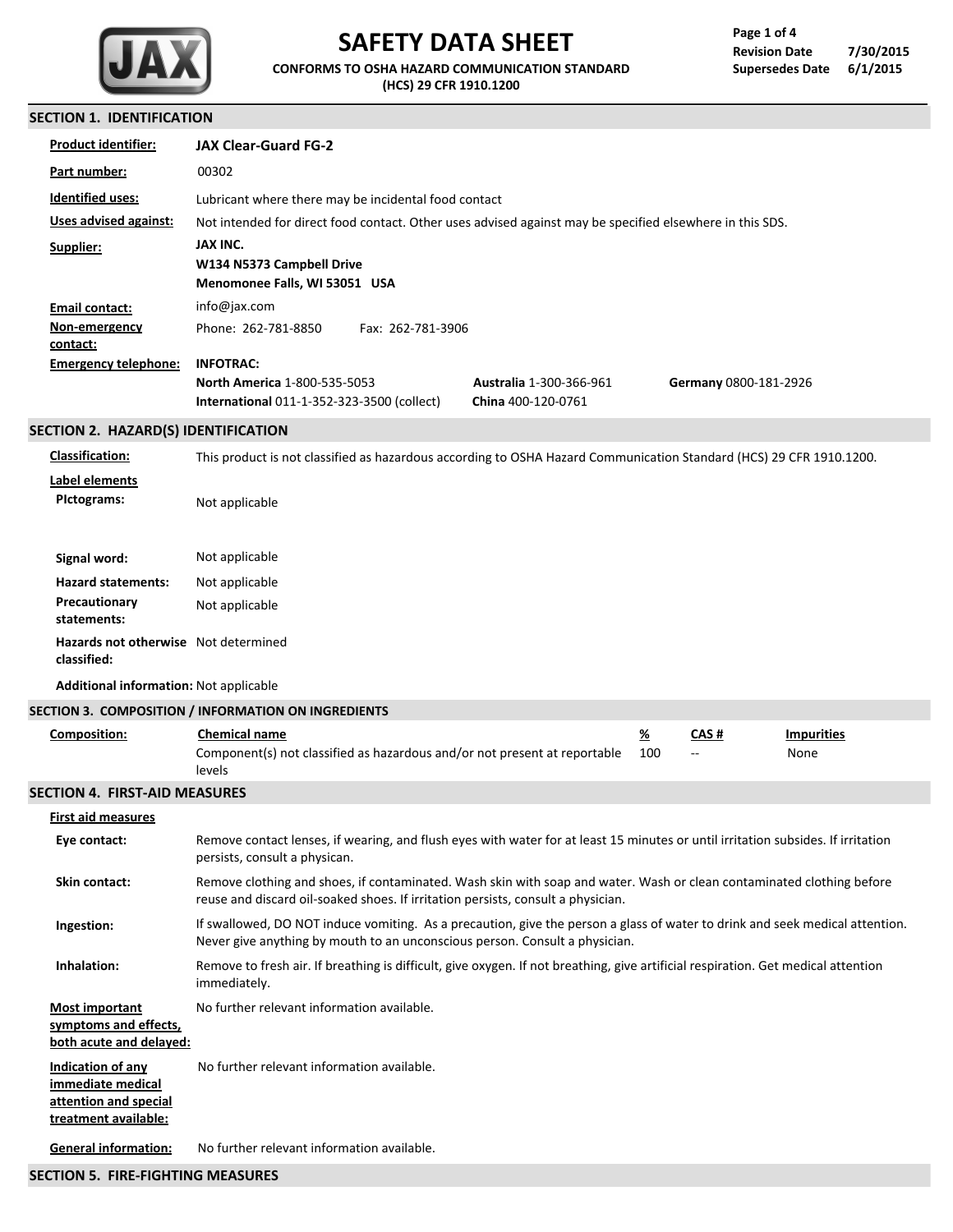# SAFETY DATA SHEET

**CONFORMS TO OSHA HAZARD COMMUNICATION STANDARD (HCS) 29 CFR 1910.1200**

**Revision Date** 7/30/2015
**Supersedes Date** 6/1/2015

## SECTION 1. IDENTIFICATION

**Product identifier:** **JAX Clear-Guard FG-2**

**Part number:** 00302

**Identified uses:** Lubricant where there may be incidental food contact

**Uses advised against:** Not intended for direct food contact. Other uses advised against may be specified elsewhere in this SDS.

**Supplier:**
**JAX INC.**
**W134 N5373 Campbell Drive**
**Menomonee Falls, WI 53051 USA**

**Email contact:** info@jax.com

**Non-emergency contact:** Phone: 262-781-8850 Fax: 262-781-3906

**Emergency telephone:** **INFOTRAC:**
**North America** 1-800-535-5053
**Australia** 1-300-366-961
**Germany** 0800-181-2926
**International** 011-1-352-323-3500 (collect)
**China** 400-120-0761

## SECTION 2. HAZARD(S) IDENTIFICATION

**Classification:** This product is not classified as hazardous according to OSHA Hazard Communication Standard (HCS) 29 CFR 1910.1200.

**Label elements**

**PIctograms:** Not applicable

**Signal word:** Not applicable

**Hazard statements:** Not applicable

**Precautionary statements:** Not applicable

**Hazards not otherwise classified:** Not determined

**Additional information:** Not applicable

## SECTION 3. COMPOSITION / INFORMATION ON INGREDIENTS

**Composition:**

| Chemical name | % | CAS # | Impurities |
|---|---|---|---|
| Component(s) not classified as hazardous and/or not present at reportable levels | 100 | -- | None |

## SECTION 4. FIRST-AID MEASURES

**First aid measures**

**Eye contact:** Remove contact lenses, if wearing, and flush eyes with water for at least 15 minutes or until irritation subsides. If irritation persists, consult a physican.

**Skin contact:** Remove clothing and shoes, if contaminated. Wash skin with soap and water. Wash or clean contaminated clothing before reuse and discard oil-soaked shoes. If irritation persists, consult a physician.

**Ingestion:** If swallowed, DO NOT induce vomiting. As a precaution, give the person a glass of water to drink and seek medical attention. Never give anything by mouth to an unconscious person. Consult a physician.

**Inhalation:** Remove to fresh air. If breathing is difficult, give oxygen. If not breathing, give artificial respiration. Get medical attention immediately.

**Most important symptoms and effects, both acute and delayed:** No further relevant information available.

**Indication of any immediate medical attention and special treatment available:** No further relevant information available.

**General information:** No further relevant information available.

## SECTION 5. FIRE-FIGHTING MEASURES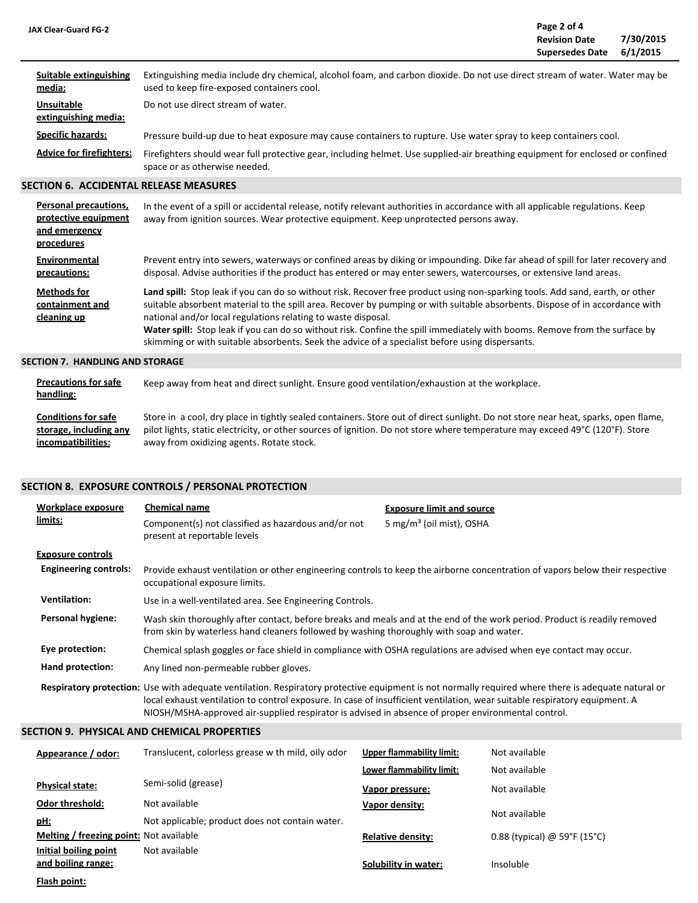| | |
|---|---|
| **Suitable extinguishing media:** | Extinguishing media include dry chemical, alcohol foam, and carbon dioxide. Do not use direct stream of water. Water may be used to keep fire-exposed containers cool. |
| **Unsuitable extinguishing media:** | Do not use direct stream of water. |
| **Specific hazards:** | Pressure build-up due to heat exposure may cause containers to rupture. Use water spray to keep containers cool. |
| **Advice for firefighters:** | Firefighters should wear full protective gear, including helmet. Use supplied-air breathing equipment for enclosed or confined space or as otherwise needed. |

## SECTION 6. ACCIDENTAL RELEASE MEASURES

| | |
|---|---|
| **Personal precautions, protective equipment and emergency procedures** | In the event of a spill or accidental release, notify relevant authorities in accordance with all applicable regulations. Keep away from ignition sources. Wear protective equipment. Keep unprotected persons away. |
| **Environmental precautions:** | Prevent entry into sewers, waterways or confined areas by diking or impounding. Dike far ahead of spill for later recovery and disposal. Advise authorities if the product has entered or may enter sewers, watercourses, or extensive land areas. |
| **Methods for containment and cleaning up** | **Land spill:** Stop leak if you can do so without risk. Recover free product using non-sparking tools. Add sand, earth, or other suitable absorbent material to the spill area. Recover by pumping or with suitable absorbents. Dispose of in accordance with national and/or local regulations relating to waste disposal. **Water spill:** Stop leak if you can do so without risk. Confine the spill immediately with booms. Remove from the surface by skimming or with suitable absorbents. Seek the advice of a specialist before using dispersants. |

## SECTION 7. HANDLING AND STORAGE

| | |
|---|---|
| **Precautions for safe handling:** | Keep away from heat and direct sunlight. Ensure good ventilation/exhaustion at the workplace. |
| **Conditions for safe storage, including any incompatibilities:** | Store in a cool, dry place in tightly sealed containers. Store out of direct sunlight. Do not store near heat, sparks, open flame, pilot lights, static electricity, or other sources of ignition. Do not store where temperature may exceed 49°C (120°F). Store away from oxidizing agents. Rotate stock. |

## SECTION 8. EXPOSURE CONTROLS / PERSONAL PROTECTION

**Workplace exposure limits:**

| Chemical name | Exposure limit and source |
|---|---|
| Component(s) not classified as hazardous and/or not present at reportable levels | 5 mg/m³ (oil mist), OSHA |

**Exposure controls**

| | |
|---|---|
| **Engineering controls:** | Provide exhaust ventilation or other engineering controls to keep the airborne concentration of vapors below their respective occupational exposure limits. |
| **Ventilation:** | Use in a well-ventilated area. See Engineering Controls. |
| **Personal hygiene:** | Wash skin thoroughly after contact, before breaks and meals and at the end of the work period. Product is readily removed from skin by waterless hand cleaners followed by washing thoroughly with soap and water. |
| **Eye protection:** | Chemical splash goggles or face shield in compliance with OSHA regulations are advised when eye contact may occur. |
| **Hand protection:** | Any lined non-permeable rubber gloves. |
| **Respiratory protection:** | Use with adequate ventilation. Respiratory protective equipment is not normally required where there is adequate natural or local exhaust ventilation to control exposure. In case of insufficient ventilation, wear suitable respiratory equipment. A NIOSH/MSHA-approved air-supplied respirator is advised in absence of proper environmental control. |

## SECTION 9. PHYSICAL AND CHEMICAL PROPERTIES

| | | | |
|---|---|---|---|
| **Appearance / odor:** | Translucent, colorless grease w th mild, oily odor | **Upper flammability limit:** | Not available |
| | | **Lower flammability limit:** | Not available |
| **Physical state:** | Semi-solid (grease) | **Vapor pressure:** | Not available |
| **Odor threshold:** | Not available | **Vapor density:** | Not available |
| **pH:** | Not applicable; product does not contain water. | | |
| **Melting / freezing point:** | Not available | **Relative density:** | 0.88 (typical) @ 59°F (15°C) |
| **Initial boiling point and boiling range:** | Not available | **Solubility in water:** | Insoluble |
| **Flash point:** | | | |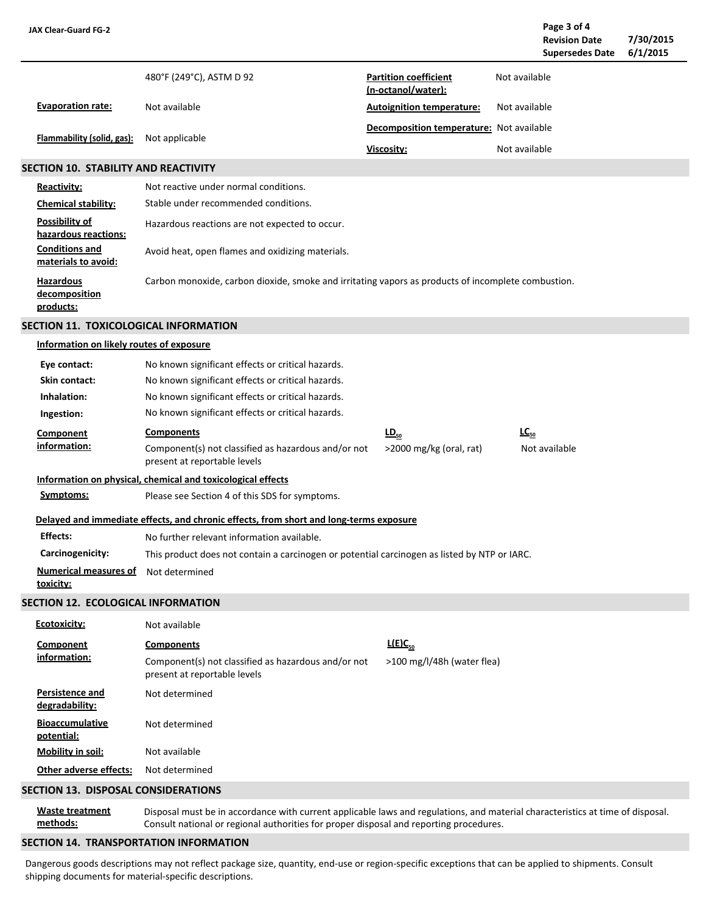| | | | |
|---|---|---|---|
| | 480°F (249°C), ASTM D 92 | **Partition coefficient (n-octanol/water):** | Not available |
| **Evaporation rate:** | Not available | **Autoignition temperature:** | Not available |
| **Flammability (solid, gas):** | Not applicable | **Decomposition temperature:** | Not available |
| | | **Viscosity:** | Not available |

## SECTION 10. STABILITY AND REACTIVITY

| | |
|---|---|
| **Reactivity:** | Not reactive under normal conditions. |
| **Chemical stability:** | Stable under recommended conditions. |
| **Possibility of hazardous reactions:** | Hazardous reactions are not expected to occur. |
| **Conditions and materials to avoid:** | Avoid heat, open flames and oxidizing materials. |
| **Hazardous decomposition products:** | Carbon monoxide, carbon dioxide, smoke and irritating vapors as products of incomplete combustion. |

## SECTION 11. TOXICOLOGICAL INFORMATION

**Information on likely routes of exposure**

| | |
|---|---|
| **Eye contact:** | No known significant effects or critical hazards. |
| **Skin contact:** | No known significant effects or critical hazards. |
| **Inhalation:** | No known significant effects or critical hazards. |
| **Ingestion:** | No known significant effects or critical hazards. |

| Component information: | Components | $LD_{50}$ | $LC_{50}$ |
|---|---|---|---|
| | Component(s) not classified as hazardous and/or not present at reportable levels | >2000 mg/kg (oral, rat) | Not available |

**Information on physical, chemical and toxicological effects**

**Symptoms:** Please see Section 4 of this SDS for symptoms.

**Delayed and immediate effects, and chronic effects, from short and long-terms exposure**

| | |
|---|---|
| **Effects:** | No further relevant information available. |
| **Carcinogenicity:** | This product does not contain a carcinogen or potential carcinogen as listed by NTP or IARC. |
| **Numerical measures of toxicity:** | Not determined |

## SECTION 12. ECOLOGICAL INFORMATION

**Ecotoxicity:** Not available

| Component information: | Components | $L(E)C_{50}$ |
|---|---|---|
| | Component(s) not classified as hazardous and/or not present at reportable levels | >100 mg/l/48h (water flea) |

| | |
|---|---|
| **Persistence and degradability:** | Not determined |
| **Bioaccumulative potential:** | Not determined |
| **Mobility in soil:** | Not available |
| **Other adverse effects:** | Not determined |

## SECTION 13. DISPOSAL CONSIDERATIONS

**Waste treatment methods:** Disposal must be in accordance with current applicable laws and regulations, and material characteristics at time of disposal. Consult national or regional authorities for proper disposal and reporting procedures.

## SECTION 14. TRANSPORTATION INFORMATION

Dangerous goods descriptions may not reflect package size, quantity, end-use or region-specific exceptions that can be applied to shipments. Consult shipping documents for material-specific descriptions.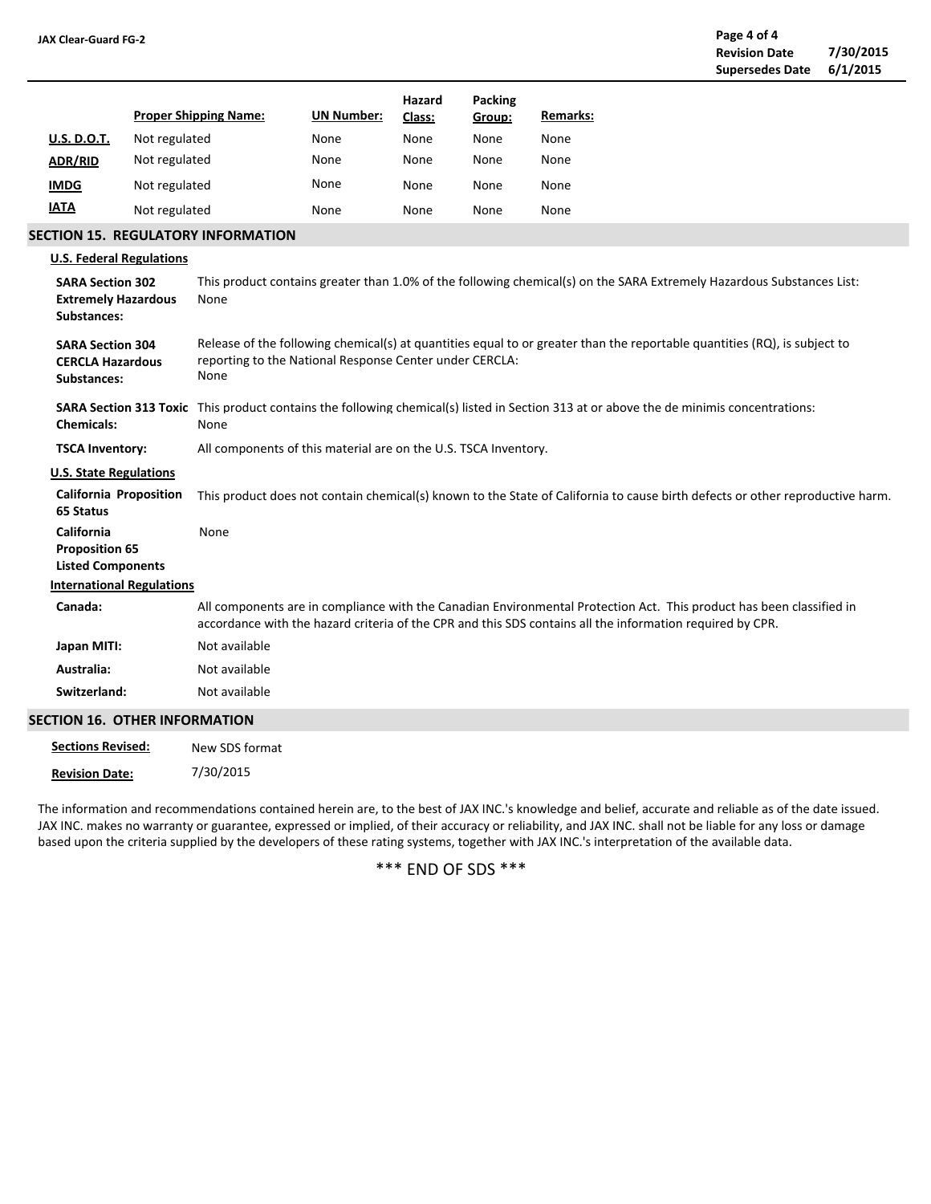| | Proper Shipping Name: | UN Number: | Hazard Class: | Packing Group: | Remarks: |
|---|---|---|---|---|---|
| U.S. D.O.T. | Not regulated | None | None | None | None |
| ADR/RID | Not regulated | None | None | None | None |
| IMDG | Not regulated | None | None | None | None |
| IATA | Not regulated | None | None | None | None |

## SECTION 15. REGULATORY INFORMATION

**U.S. Federal Regulations**

**SARA Section 302 Extremely Hazardous Substances:** This product contains greater than 1.0% of the following chemical(s) on the SARA Extremely Hazardous Substances List: None

**SARA Section 304 CERCLA Hazardous Substances:** Release of the following chemical(s) at quantities equal to or greater than the reportable quantities (RQ), is subject to reporting to the National Response Center under CERCLA: None

**SARA Section 313 Toxic Chemicals:** This product contains the following chemical(s) listed in Section 313 at or above the de minimis concentrations: None

**TSCA Inventory:** All components of this material are on the U.S. TSCA Inventory.

**U.S. State Regulations**

**California Proposition 65 Status:** This product does not contain chemical(s) known to the State of California to cause birth defects or other reproductive harm.

**California Proposition 65 Listed Components:** None

**International Regulations**

**Canada:** All components are in compliance with the Canadian Environmental Protection Act. This product has been classified in accordance with the hazard criteria of the CPR and this SDS contains all the information required by CPR.

**Japan MITI:** Not available

**Australia:** Not available

**Switzerland:** Not available

## SECTION 16. OTHER INFORMATION

**Sections Revised:** New SDS format

**Revision Date:** 7/30/2015

The information and recommendations contained herein are, to the best of JAX INC.'s knowledge and belief, accurate and reliable as of the date issued. JAX INC. makes no warranty or guarantee, expressed or implied, of their accuracy or reliability, and JAX INC. shall not be liable for any loss or damage based upon the criteria supplied by the developers of these rating systems, together with JAX INC.'s interpretation of the available data.

\*\*\* END OF SDS \*\*\*